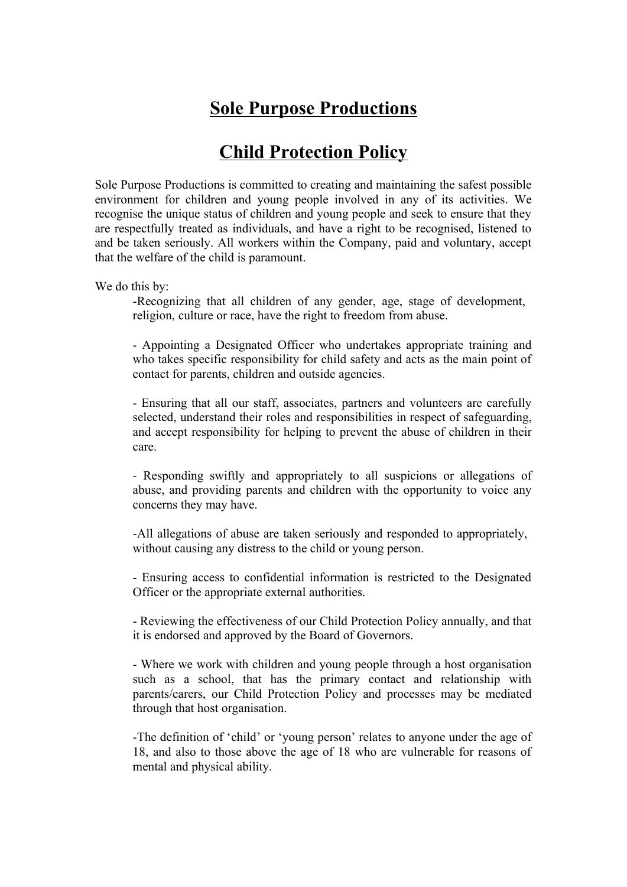# Sole Purpose Productions

# Child Protection Policy

Sole Purpose Productions is committed to creating and maintaining the safest possible environment for children and young people involved in any of its activities. We recognise the unique status of children and young people and seek to ensure that they are respectfully treated as individuals, and have a right to be recognised, listened to and be taken seriously. All workers within the Company, paid and voluntary, accept that the welfare of the child is paramount.

We do this by:

-Recognizing that all children of any gender, age, stage of development, religion, culture or race, have the right to freedom from abuse.

- Appointing a Designated Officer who undertakes appropriate training and who takes specific responsibility for child safety and acts as the main point of contact for parents, children and outside agencies.

- Ensuring that all our staff, associates, partners and volunteers are carefully selected, understand their roles and responsibilities in respect of safeguarding, and accept responsibility for helping to prevent the abuse of children in their care.

- Responding swiftly and appropriately to all suspicions or allegations of abuse, and providing parents and children with the opportunity to voice any concerns they may have.

-All allegations of abuse are taken seriously and responded to appropriately, without causing any distress to the child or young person.

- Ensuring access to confidential information is restricted to the Designated Officer or the appropriate external authorities.

- Reviewing the effectiveness of our Child Protection Policy annually, and that it is endorsed and approved by the Board of Governors.

- Where we work with children and young people through a host organisation such as a school, that has the primary contact and relationship with parents/carers, our Child Protection Policy and processes may be mediated through that host organisation.

-The definition of 'child' or 'young person' relates to anyone under the age of 18, and also to those above the age of 18 who are vulnerable for reasons of mental and physical ability.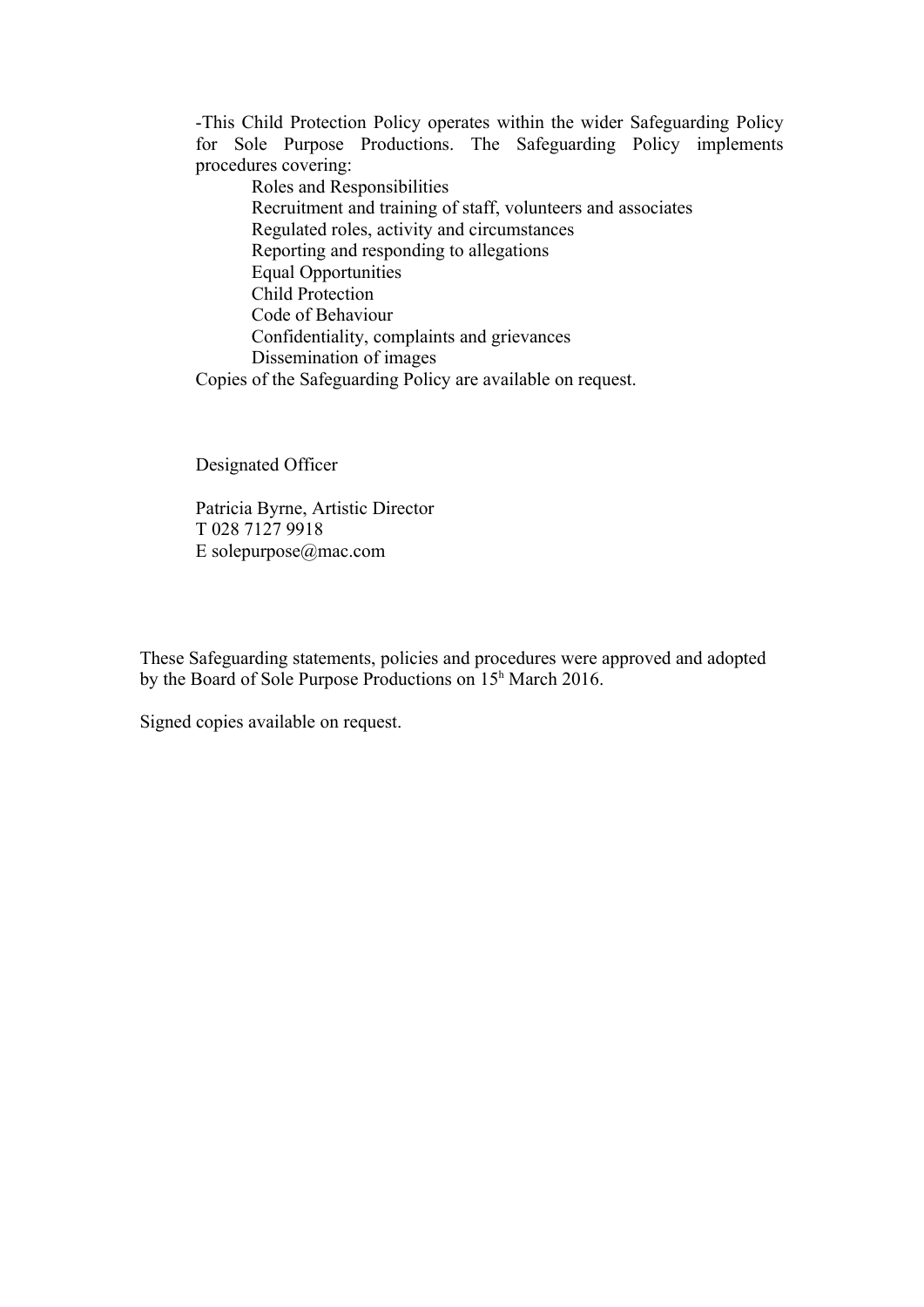-This Child Protection Policy operates within the wider Safeguarding Policy for Sole Purpose Productions. The Safeguarding Policy implements procedures covering:

- Roles and Responsibilities
- Recruitment and training of staff, volunteers and associates
- Regulated roles, activity and circumstances
- Reporting and responding to allegations
- Equal Opportunities
- Child Protection
- Code of Behaviour
- Confidentiality, complaints and grievances
- Dissemination of images

Copies of the Safeguarding Policy are available on request.

Designated Officer

Patricia Byrne, Artistic Director
T 028 7127 9918
E solepurpose@mac.com

These Safeguarding statements, policies and procedures were approved and adopted by the Board of Sole Purpose Productions on 15h March 2016.

Signed copies available on request.